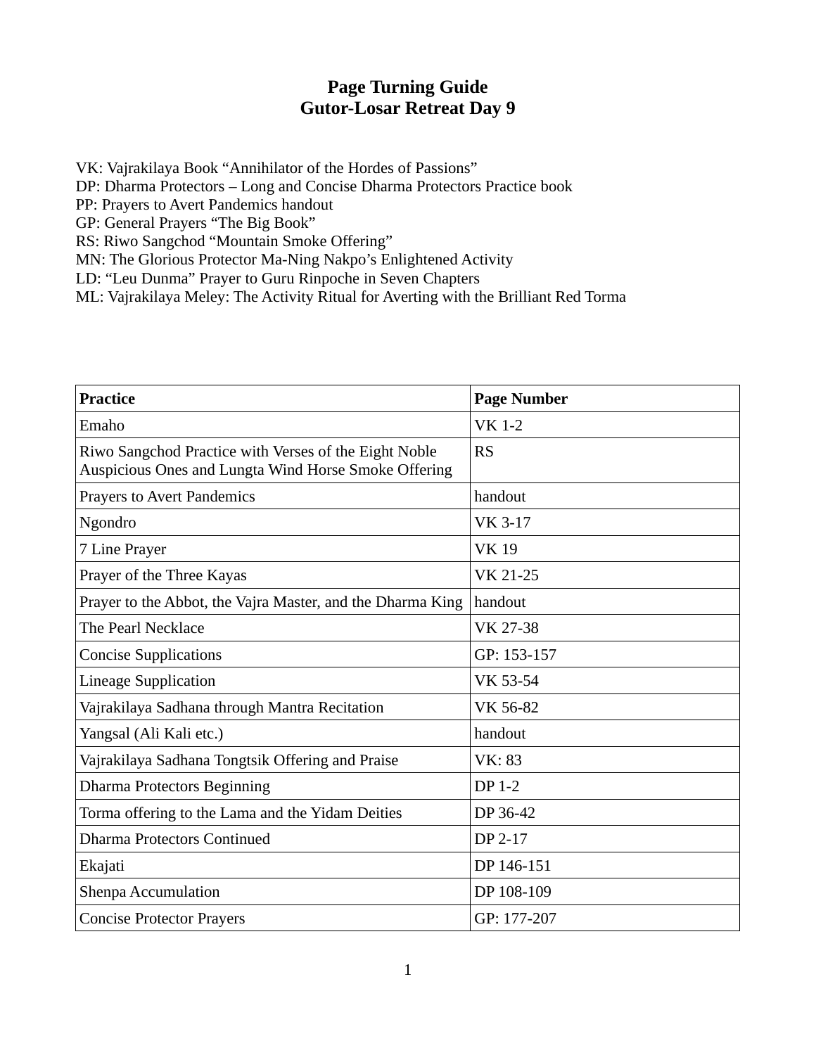# Page Turning Guide
# Gutor-Losar Retreat Day 9

VK: Vajrakilaya Book “Annihilator of the Hordes of Passions”
DP: Dharma Protectors – Long and Concise Dharma Protectors Practice book
PP: Prayers to Avert Pandemics handout
GP: General Prayers “The Big Book”
RS: Riwo Sangchod “Mountain Smoke Offering”
MN: The Glorious Protector Ma-Ning Nakpo’s Enlightened Activity
LD: “Leu Dunma” Prayer to Guru Rinpoche in Seven Chapters
ML: Vajrakilaya Meley: The Activity Ritual for Averting with the Brilliant Red Torma

| **Practice** | **Page Number** |
| --- | --- |
| Emaho | VK 1-2 |
| Riwo Sangchod Practice with Verses of the Eight Noble Auspicious Ones and Lungta Wind Horse Smoke Offering | RS |
| Prayers to Avert Pandemics | handout |
| Ngondro | VK 3-17 |
| 7 Line Prayer | VK 19 |
| Prayer of the Three Kayas | VK 21-25 |
| Prayer to the Abbot, the Vajra Master, and the Dharma King | handout |
| The Pearl Necklace | VK 27-38 |
| Concise Supplications | GP: 153-157 |
| Lineage Supplication | VK 53-54 |
| Vajrakilaya Sadhana through Mantra Recitation | VK 56-82 |
| Yangsal (Ali Kali etc.) | handout |
| Vajrakilaya Sadhana Tongtsik Offering and Praise | VK: 83 |
| Dharma Protectors Beginning | DP 1-2 |
| Torma offering to the Lama and the Yidam Deities | DP 36-42 |
| Dharma Protectors Continued | DP 2-17 |
| Ekajati | DP 146-151 |
| Shenpa Accumulation | DP 108-109 |
| Concise Protector Prayers | GP: 177-207 |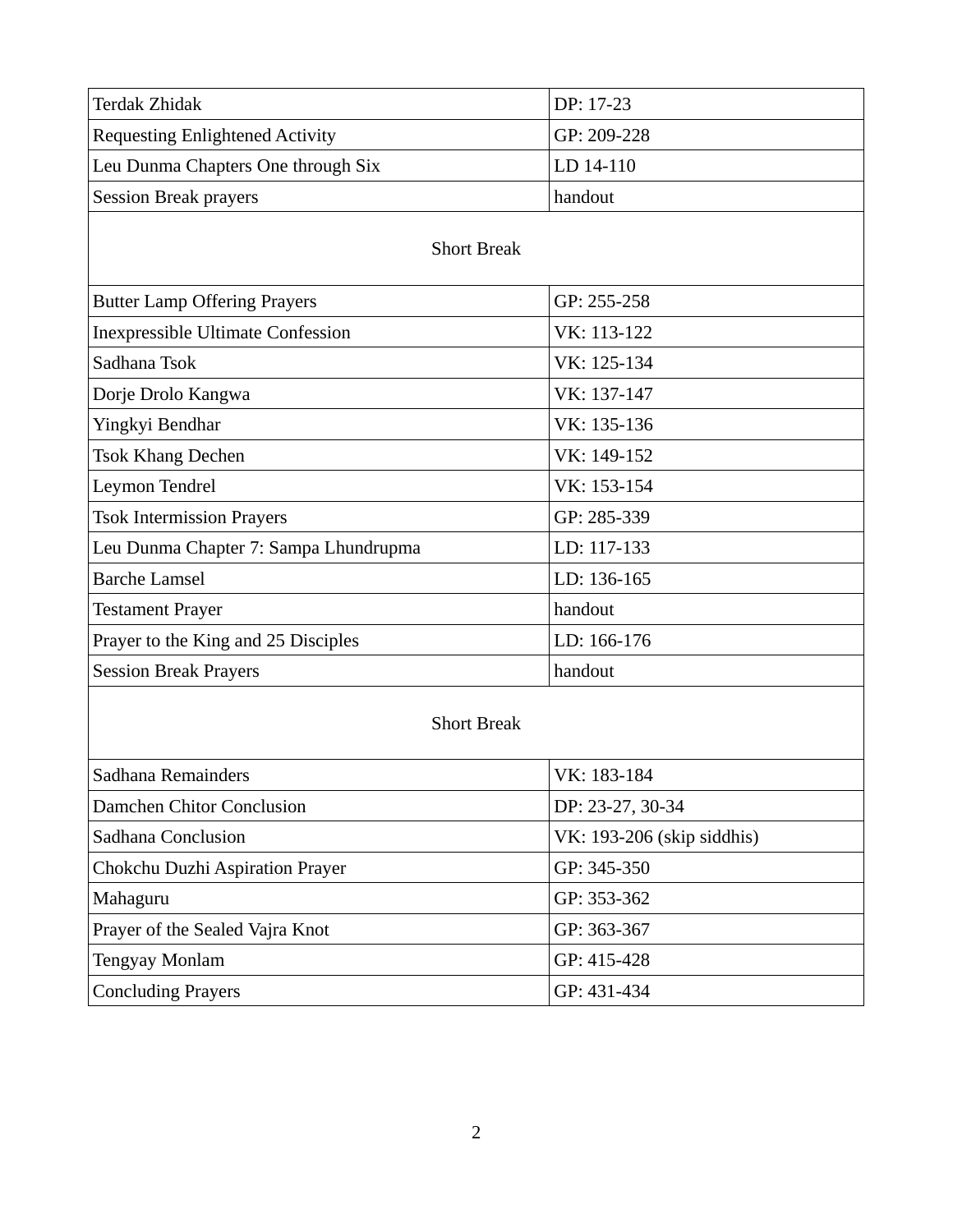| | |
|---|---|
| Terdak Zhidak | DP: 17-23 |
| Requesting Enlightened Activity | GP: 209-228 |
| Leu Dunma Chapters One through Six | LD 14-110 |
| Session Break prayers | handout |
| Short Break | |
| Butter Lamp Offering Prayers | GP: 255-258 |
| Inexpressible Ultimate Confession | VK: 113-122 |
| Sadhana Tsok | VK: 125-134 |
| Dorje Drolo Kangwa | VK: 137-147 |
| Yingkyi Bendhar | VK: 135-136 |
| Tsok Khang Dechen | VK: 149-152 |
| Leymon Tendrel | VK: 153-154 |
| Tsok Intermission Prayers | GP: 285-339 |
| Leu Dunma Chapter 7: Sampa Lhundrupma | LD: 117-133 |
| Barche Lamsel | LD: 136-165 |
| Testament Prayer | handout |
| Prayer to the King and 25 Disciples | LD: 166-176 |
| Session Break Prayers | handout |
| Short Break | |
| Sadhana Remainders | VK: 183-184 |
| Damchen Chitor Conclusion | DP: 23-27, 30-34 |
| Sadhana Conclusion | VK: 193-206 (skip siddhis) |
| Chokchu Duzhi Aspiration Prayer | GP: 345-350 |
| Mahaguru | GP: 353-362 |
| Prayer of the Sealed Vajra Knot | GP: 363-367 |
| Tengyay Monlam | GP: 415-428 |
| Concluding Prayers | GP: 431-434 |